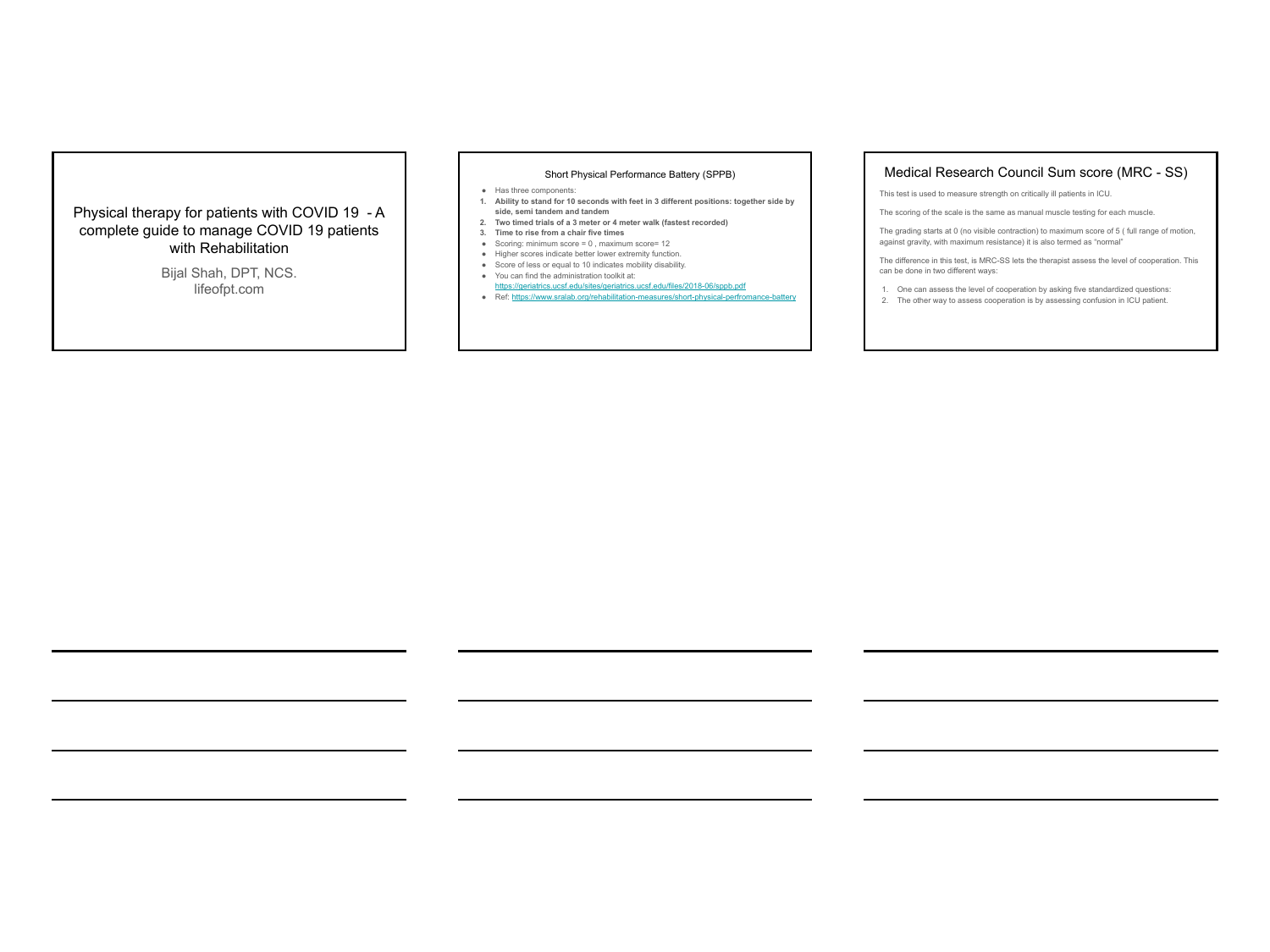# Physical therapy for patients with COVID 19 - A complete guide to manage COVID 19 patients with Rehabilitation

Bijal Shah, DPT, NCS.
lifeofpt.com

## Short Physical Performance Battery (SPPB)

- Has three components:

1. **Ability to stand for 10 seconds with feet in 3 different positions: together side by side, semi tandem and tandem**
2. **Two timed trials of a 3 meter or 4 meter walk (fastest recorded)**
3. **Time to rise from a chair five times**

- Scoring: minimum score = 0 , maximum score= 12
- Higher scores indicate better lower extremity function.
- Score of less or equal to 10 indicates mobility disability.
- You can find the administration toolkit at: https://geriatrics.ucsf.edu/sites/geriatrics.ucsf.edu/files/2018-06/sppb.pdf
- Ref: https://www.sralab.org/rehabilitation-measures/short-physical-perfromance-battery

## Medical Research Council Sum score (MRC - SS)

This test is used to measure strength on critically ill patients in ICU.

The scoring of the scale is the same as manual muscle testing for each muscle.

The grading starts at 0 (no visible contraction) to maximum score of 5 ( full range of motion, against gravity, with maximum resistance) it is also termed as "normal"

The difference in this test, is MRC-SS lets the therapist assess the level of cooperation. This can be done in two different ways:

1. One can assess the level of cooperation by asking five standardized questions:
2. The other way to assess cooperation is by assessing confusion in ICU patient.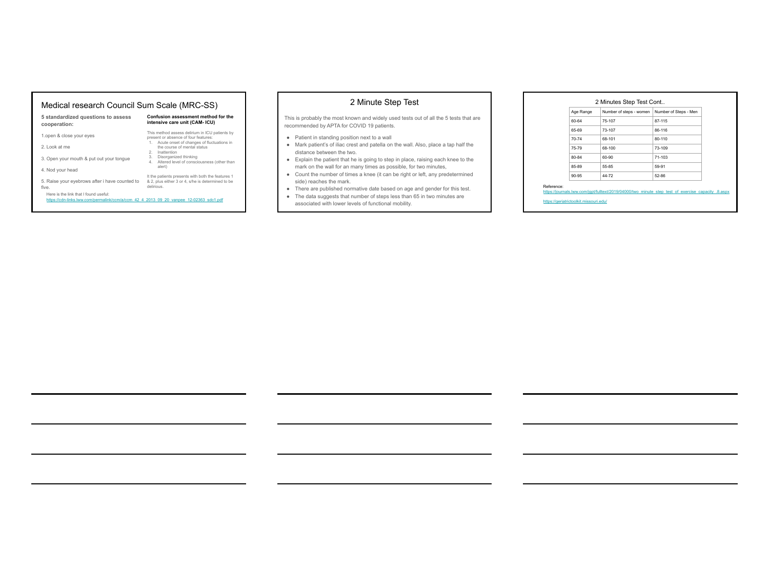## Medical research Council Sum Scale (MRC-SS)

**5 standardized questions to assess cooperation:**

1.open & close your eyes

2. Look at me

3. Open your mouth & put out your tongue

4. Nod your head

5. Raise your eyebrows after i have counted to five.

**Confusion assessment method for the intensive care unit (CAM- ICU)**

This method assess delirium in ICU patients by present or absence of four features:

1. Acute onset of changes of fluctuations in the course of mental status
2. Inattention
3. Disorganized thinking
4. Altered level of consciousness (other than alert)

It the patients presents with both the features 1 & 2, plus either 3 or 4, s/he is determined to be delirious.

Here is the link that I found useful:
https://cdn-links.lww.com/permalink/ccm/a/ccm_42_4_2013_09_20_vanpee_12-02363_sdc1.pdf

## 2 Minute Step Test

This is probably the most known and widely used tests out of all the 5 tests that are recommended by APTA for COVID 19 patients.

- Patient in standing position next to a wall
- Mark patient's of iliac crest and patella on the wall. Also, place a tap half the distance between the two.
- Explain the patient that he is going to step in place, raising each knee to the mark on the wall for an many times as possible, for two minutes,
- Count the number of times a knee (it can be right or left, any predetermined side) reaches the mark.
- There are published normative date based on age and gender for this test.
- The data suggests that number of steps less than 65 in two minutes are associated with lower levels of functional mobility.

## 2 Minutes Step Test Cont..

| Age Range | Number of steps - women | Number of Steps - Men |
|---|---|---|
| 60-64 | 75-107 | 87-115 |
| 65-69 | 73-107 | 86-116 |
| 70-74 | 68-101 | 80-110 |
| 75-79 | 68-100 | 73-109 |
| 80-84 | 60-90 | 71-103 |
| 85-89 | 55-85 | 59-91 |
| 90-95 | 44-72 | 52-86 |

Reference:
https://journals.lww.com/jgpt/fulltext/2019/04000/two_minute_step_test_of_exercise_capacity_.8.aspx

https://geriatrictoolkit.missouri.edu/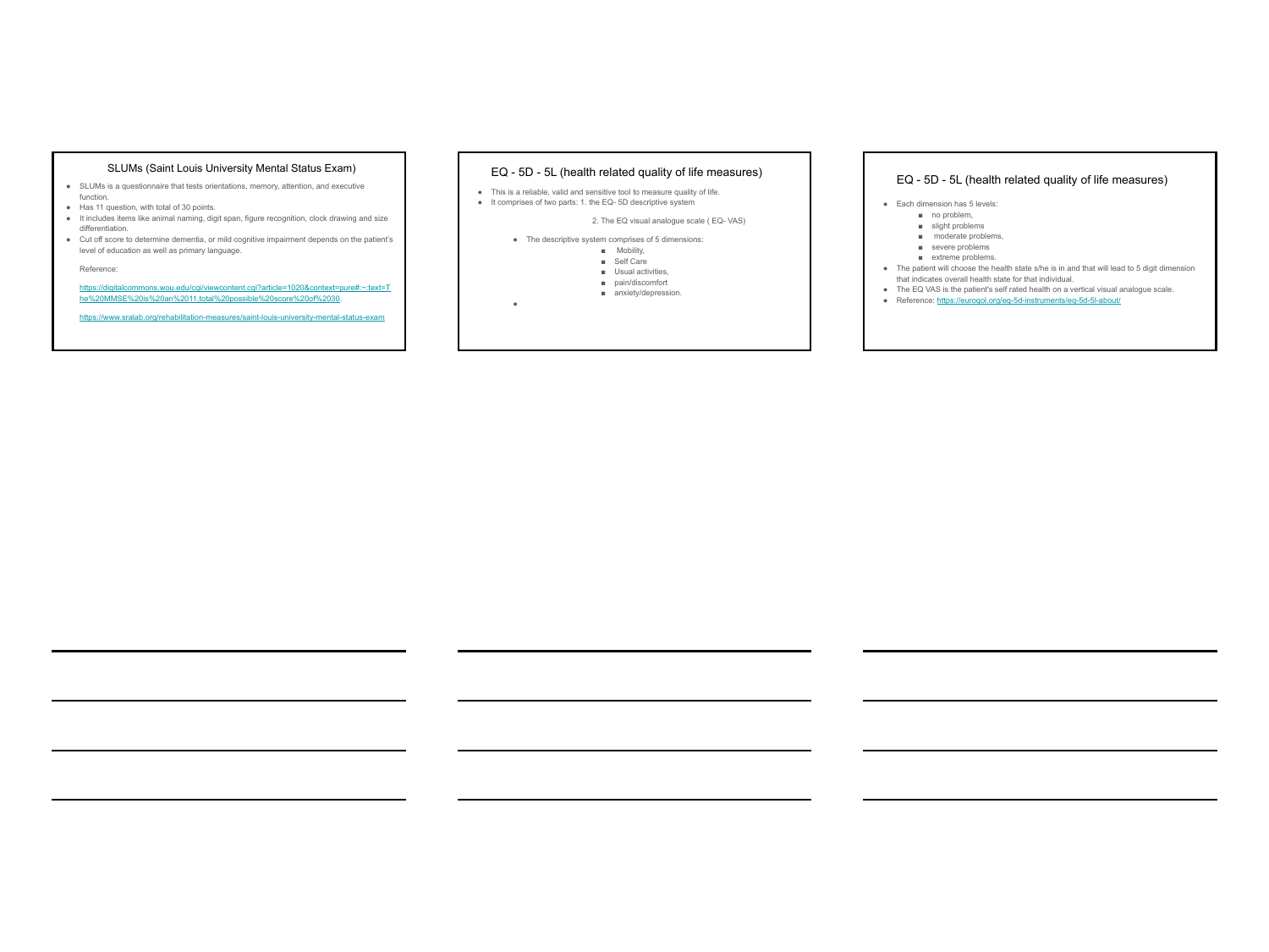## SLUMs (Saint Louis University Mental Status Exam)

- SLUMs is a questionnaire that tests orientations, memory, attention, and executive function.
- Has 11 question, with total of 30 points.
- It includes items like animal naming, digit span, figure recognition, clock drawing and size differentiation.
- Cut off score to determine dementia, or mild cognitive impairment depends on the patient's level of education as well as primary language.

Reference:

https://digitalcommons.wou.edu/cgi/viewcontent.cgi?article=1020&context=pure#:~:text=The%20MMSE%20is%20an%2011,total%20possible%20score%20of%2030.

https://www.sralab.org/rehabilitation-measures/saint-louis-university-mental-status-exam

## EQ - 5D - 5L (health related quality of life measures)

- This is a reliable, valid and sensitive tool to measure quality of life.
- It comprises of two parts: 1. the EQ- 5D descriptive system

  2. The EQ visual analogue scale ( EQ- VAS)

- The descriptive system comprises of 5 dimensions:
  - Mobility,
  - Self Care
  - Usual activities,
  - pain/discomfort
  - anxiety/depression.

## EQ - 5D - 5L (health related quality of life measures)

- Each dimension has 5 levels:
  - no problem,
  - slight problems
  - moderate problems,
  - severe problems
  - extreme problems.
- The patient will choose the health state s/he is in and that will lead to 5 digit dimension that indicates overall health state for that individual.
- The EQ VAS is the patient's self rated health on a vertical visual analogue scale.
- Reference: https://euroqol.org/eq-5d-instruments/eq-5d-5l-about/